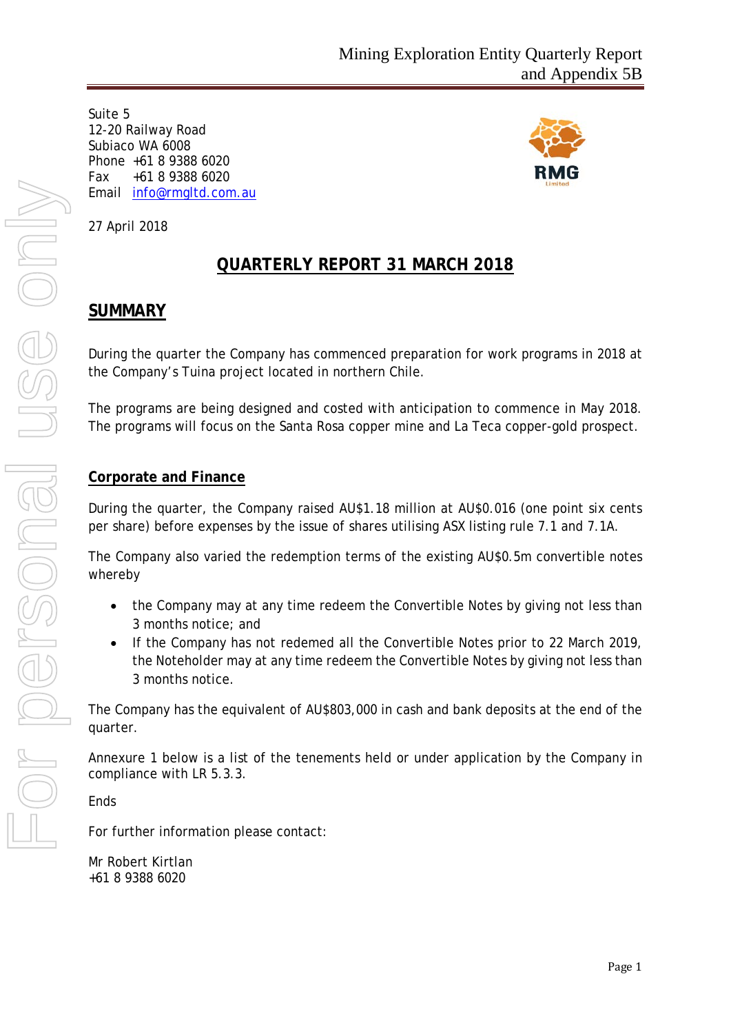Mining Exploration Entity Quarterly Report and Appendix 5B

Suite 5
12-20 Railway Road
Subiaco WA 6008
Phone +61 8 9388 6020
Fax +61 8 9388 6020
Email info@rmgltd.com.au

27 April 2018

# QUARTERLY REPORT 31 MARCH 2018

## SUMMARY

During the quarter the Company has commenced preparation for work programs in 2018 at the Company's Tuina project located in northern Chile.

The programs are being designed and costed with anticipation to commence in May 2018. The programs will focus on the Santa Rosa copper mine and La Teca copper-gold prospect.

### Corporate and Finance

During the quarter, the Company raised AU$1.18 million at AU$0.016 (one point six cents per share) before expenses by the issue of shares utilising ASX listing rule 7.1 and 7.1A.

The Company also varied the redemption terms of the existing AU$0.5m convertible notes whereby

- the Company may at any time redeem the Convertible Notes by giving not less than 3 months notice; and
- If the Company has not redemed all the Convertible Notes prior to 22 March 2019, the Noteholder may at any time redeem the Convertible Notes by giving not less than 3 months notice.

The Company has the equivalent of AU$803,000 in cash and bank deposits at the end of the quarter.

Annexure 1 below is a list of the tenements held or under application by the Company in compliance with LR 5.3.3.

Ends

For further information please contact:

Mr Robert Kirtlan
+61 8 9388 6020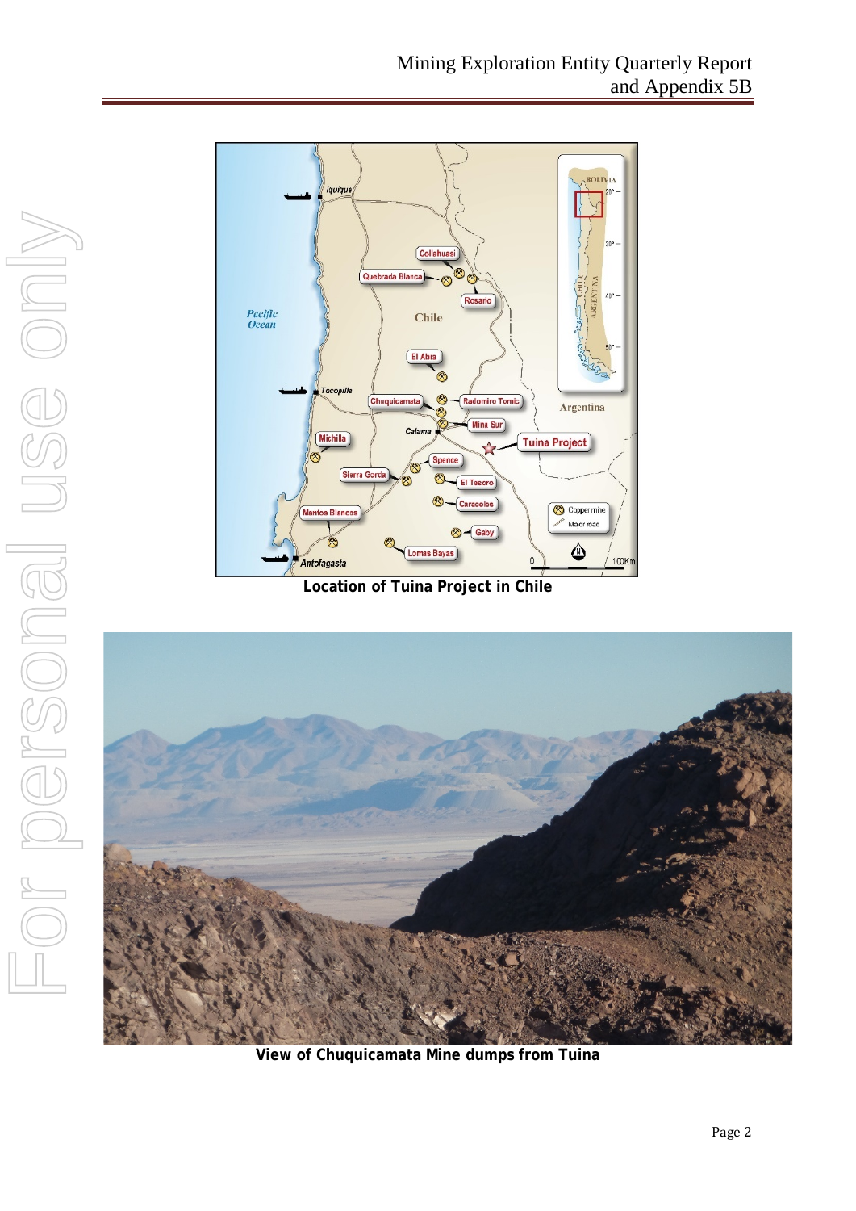**Location of Tuina Project in Chile**

**View of Chuquicamata Mine dumps from Tuina**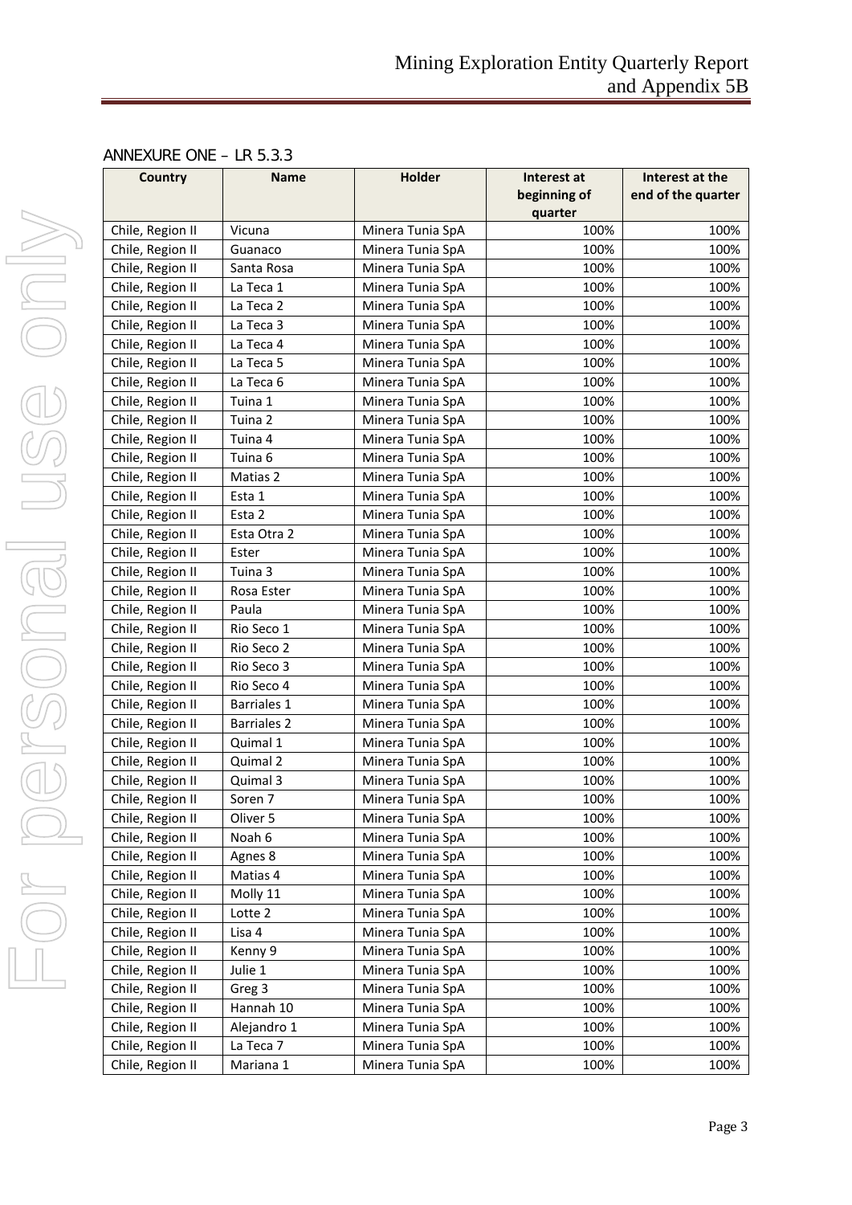## ANNEXURE ONE – LR 5.3.3

| Country | Name | Holder | Interest at beginning of quarter | Interest at the end of the quarter |
|---|---|---|---|---|
| Chile, Region II | Vicuna | Minera Tunia SpA | 100% | 100% |
| Chile, Region II | Guanaco | Minera Tunia SpA | 100% | 100% |
| Chile, Region II | Santa Rosa | Minera Tunia SpA | 100% | 100% |
| Chile, Region II | La Teca 1 | Minera Tunia SpA | 100% | 100% |
| Chile, Region II | La Teca 2 | Minera Tunia SpA | 100% | 100% |
| Chile, Region II | La Teca 3 | Minera Tunia SpA | 100% | 100% |
| Chile, Region II | La Teca 4 | Minera Tunia SpA | 100% | 100% |
| Chile, Region II | La Teca 5 | Minera Tunia SpA | 100% | 100% |
| Chile, Region II | La Teca 6 | Minera Tunia SpA | 100% | 100% |
| Chile, Region II | Tuina 1 | Minera Tunia SpA | 100% | 100% |
| Chile, Region II | Tuina 2 | Minera Tunia SpA | 100% | 100% |
| Chile, Region II | Tuina 4 | Minera Tunia SpA | 100% | 100% |
| Chile, Region II | Tuina 6 | Minera Tunia SpA | 100% | 100% |
| Chile, Region II | Matias 2 | Minera Tunia SpA | 100% | 100% |
| Chile, Region II | Esta 1 | Minera Tunia SpA | 100% | 100% |
| Chile, Region II | Esta 2 | Minera Tunia SpA | 100% | 100% |
| Chile, Region II | Esta Otra 2 | Minera Tunia SpA | 100% | 100% |
| Chile, Region II | Ester | Minera Tunia SpA | 100% | 100% |
| Chile, Region II | Tuina 3 | Minera Tunia SpA | 100% | 100% |
| Chile, Region II | Rosa Ester | Minera Tunia SpA | 100% | 100% |
| Chile, Region II | Paula | Minera Tunia SpA | 100% | 100% |
| Chile, Region II | Rio Seco 1 | Minera Tunia SpA | 100% | 100% |
| Chile, Region II | Rio Seco 2 | Minera Tunia SpA | 100% | 100% |
| Chile, Region II | Rio Seco 3 | Minera Tunia SpA | 100% | 100% |
| Chile, Region II | Rio Seco 4 | Minera Tunia SpA | 100% | 100% |
| Chile, Region II | Barriales 1 | Minera Tunia SpA | 100% | 100% |
| Chile, Region II | Barriales 2 | Minera Tunia SpA | 100% | 100% |
| Chile, Region II | Quimal 1 | Minera Tunia SpA | 100% | 100% |
| Chile, Region II | Quimal 2 | Minera Tunia SpA | 100% | 100% |
| Chile, Region II | Quimal 3 | Minera Tunia SpA | 100% | 100% |
| Chile, Region II | Soren 7 | Minera Tunia SpA | 100% | 100% |
| Chile, Region II | Oliver 5 | Minera Tunia SpA | 100% | 100% |
| Chile, Region II | Noah 6 | Minera Tunia SpA | 100% | 100% |
| Chile, Region II | Agnes 8 | Minera Tunia SpA | 100% | 100% |
| Chile, Region II | Matias 4 | Minera Tunia SpA | 100% | 100% |
| Chile, Region II | Molly 11 | Minera Tunia SpA | 100% | 100% |
| Chile, Region II | Lotte 2 | Minera Tunia SpA | 100% | 100% |
| Chile, Region II | Lisa 4 | Minera Tunia SpA | 100% | 100% |
| Chile, Region II | Kenny 9 | Minera Tunia SpA | 100% | 100% |
| Chile, Region II | Julie 1 | Minera Tunia SpA | 100% | 100% |
| Chile, Region II | Greg 3 | Minera Tunia SpA | 100% | 100% |
| Chile, Region II | Hannah 10 | Minera Tunia SpA | 100% | 100% |
| Chile, Region II | Alejandro 1 | Minera Tunia SpA | 100% | 100% |
| Chile, Region II | La Teca 7 | Minera Tunia SpA | 100% | 100% |
| Chile, Region II | Mariana 1 | Minera Tunia SpA | 100% | 100% |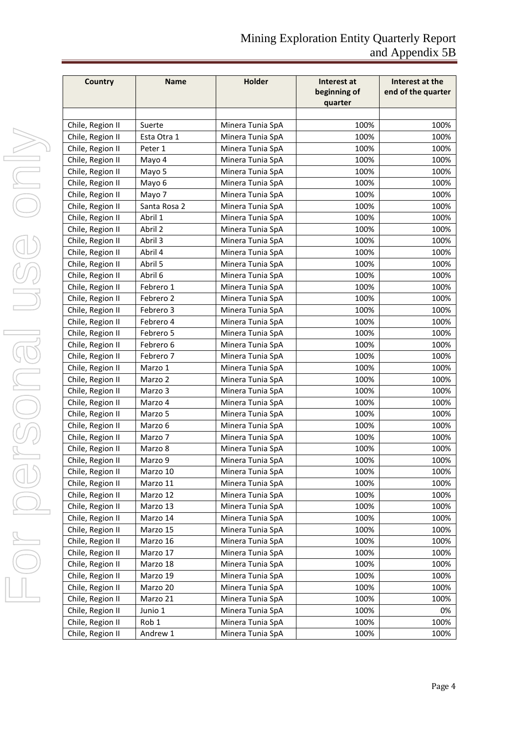| Country | Name | Holder | Interest at beginning of quarter | Interest at the end of the quarter |
|---|---|---|---|---|
| | | | | |
| Chile, Region II | Suerte | Minera Tunia SpA | 100% | 100% |
| Chile, Region II | Esta Otra 1 | Minera Tunia SpA | 100% | 100% |
| Chile, Region II | Peter 1 | Minera Tunia SpA | 100% | 100% |
| Chile, Region II | Mayo 4 | Minera Tunia SpA | 100% | 100% |
| Chile, Region II | Mayo 5 | Minera Tunia SpA | 100% | 100% |
| Chile, Region II | Mayo 6 | Minera Tunia SpA | 100% | 100% |
| Chile, Region II | Mayo 7 | Minera Tunia SpA | 100% | 100% |
| Chile, Region II | Santa Rosa 2 | Minera Tunia SpA | 100% | 100% |
| Chile, Region II | Abril 1 | Minera Tunia SpA | 100% | 100% |
| Chile, Region II | Abril 2 | Minera Tunia SpA | 100% | 100% |
| Chile, Region II | Abril 3 | Minera Tunia SpA | 100% | 100% |
| Chile, Region II | Abril 4 | Minera Tunia SpA | 100% | 100% |
| Chile, Region II | Abril 5 | Minera Tunia SpA | 100% | 100% |
| Chile, Region II | Abril 6 | Minera Tunia SpA | 100% | 100% |
| Chile, Region II | Febrero 1 | Minera Tunia SpA | 100% | 100% |
| Chile, Region II | Febrero 2 | Minera Tunia SpA | 100% | 100% |
| Chile, Region II | Febrero 3 | Minera Tunia SpA | 100% | 100% |
| Chile, Region II | Febrero 4 | Minera Tunia SpA | 100% | 100% |
| Chile, Region II | Febrero 5 | Minera Tunia SpA | 100% | 100% |
| Chile, Region II | Febrero 6 | Minera Tunia SpA | 100% | 100% |
| Chile, Region II | Febrero 7 | Minera Tunia SpA | 100% | 100% |
| Chile, Region II | Marzo 1 | Minera Tunia SpA | 100% | 100% |
| Chile, Region II | Marzo 2 | Minera Tunia SpA | 100% | 100% |
| Chile, Region II | Marzo 3 | Minera Tunia SpA | 100% | 100% |
| Chile, Region II | Marzo 4 | Minera Tunia SpA | 100% | 100% |
| Chile, Region II | Marzo 5 | Minera Tunia SpA | 100% | 100% |
| Chile, Region II | Marzo 6 | Minera Tunia SpA | 100% | 100% |
| Chile, Region II | Marzo 7 | Minera Tunia SpA | 100% | 100% |
| Chile, Region II | Marzo 8 | Minera Tunia SpA | 100% | 100% |
| Chile, Region II | Marzo 9 | Minera Tunia SpA | 100% | 100% |
| Chile, Region II | Marzo 10 | Minera Tunia SpA | 100% | 100% |
| Chile, Region II | Marzo 11 | Minera Tunia SpA | 100% | 100% |
| Chile, Region II | Marzo 12 | Minera Tunia SpA | 100% | 100% |
| Chile, Region II | Marzo 13 | Minera Tunia SpA | 100% | 100% |
| Chile, Region II | Marzo 14 | Minera Tunia SpA | 100% | 100% |
| Chile, Region II | Marzo 15 | Minera Tunia SpA | 100% | 100% |
| Chile, Region II | Marzo 16 | Minera Tunia SpA | 100% | 100% |
| Chile, Region II | Marzo 17 | Minera Tunia SpA | 100% | 100% |
| Chile, Region II | Marzo 18 | Minera Tunia SpA | 100% | 100% |
| Chile, Region II | Marzo 19 | Minera Tunia SpA | 100% | 100% |
| Chile, Region II | Marzo 20 | Minera Tunia SpA | 100% | 100% |
| Chile, Region II | Marzo 21 | Minera Tunia SpA | 100% | 100% |
| Chile, Region II | Junio 1 | Minera Tunia SpA | 100% | 0% |
| Chile, Region II | Rob 1 | Minera Tunia SpA | 100% | 100% |
| Chile, Region II | Andrew 1 | Minera Tunia SpA | 100% | 100% |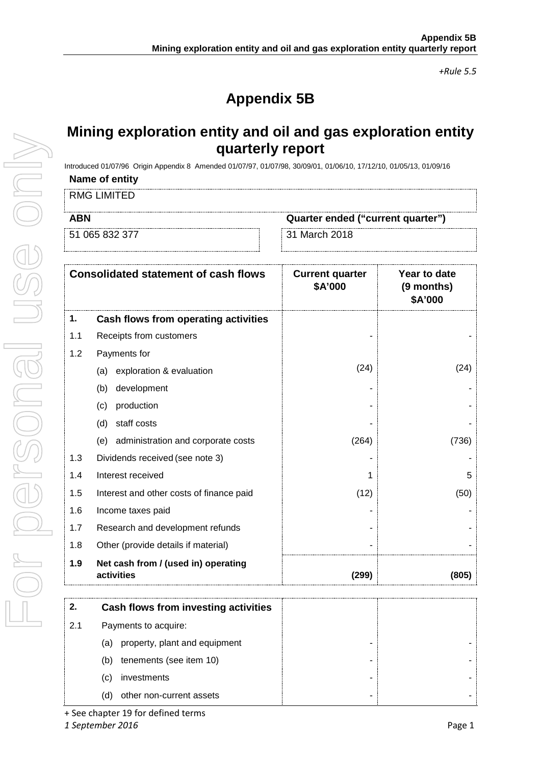*+Rule 5.5*

# Appendix 5B

## Mining exploration entity and oil and gas exploration entity quarterly report

Introduced 01/07/96 Origin Appendix 8 Amended 01/07/97, 01/07/98, 30/09/01, 01/06/10, 17/12/10, 01/05/13, 01/09/16

**Name of entity**

RMG LIMITED

| **ABN** | **Quarter ended ("current quarter")** |
|---|---|
| 51 065 832 377 | 31 March 2018 |

| **Consolidated statement of cash flows** | | **Current quarter $A'000** | **Year to date (9 months) $A'000** |
|---|---|---|---|
| **1.** | **Cash flows from operating activities** | | |
| 1.1 | Receipts from customers | - | - |
| 1.2 | Payments for | | |
| | (a) exploration & evaluation | (24) | (24) |
| | (b) development | - | - |
| | (c) production | - | - |
| | (d) staff costs | - | - |
| | (e) administration and corporate costs | (264) | (736) |
| 1.3 | Dividends received (see note 3) | - | - |
| 1.4 | Interest received | 1 | 5 |
| 1.5 | Interest and other costs of finance paid | (12) | (50) |
| 1.6 | Income taxes paid | - | - |
| 1.7 | Research and development refunds | - | - |
| 1.8 | Other (provide details if material) | - | - |
| **1.9** | **Net cash from / (used in) operating activities** | **(299)** | **(805)** |

| | | | |
|---|---|---|---|
| **2.** | **Cash flows from investing activities** | | |
| 2.1 | Payments to acquire: | | |
| | (a) property, plant and equipment | - | - |
| | (b) tenements (see item 10) | - | - |
| | (c) investments | - | - |
| | (d) other non-current assets | - | - |

+ See chapter 19 for defined terms
*1 September 2016*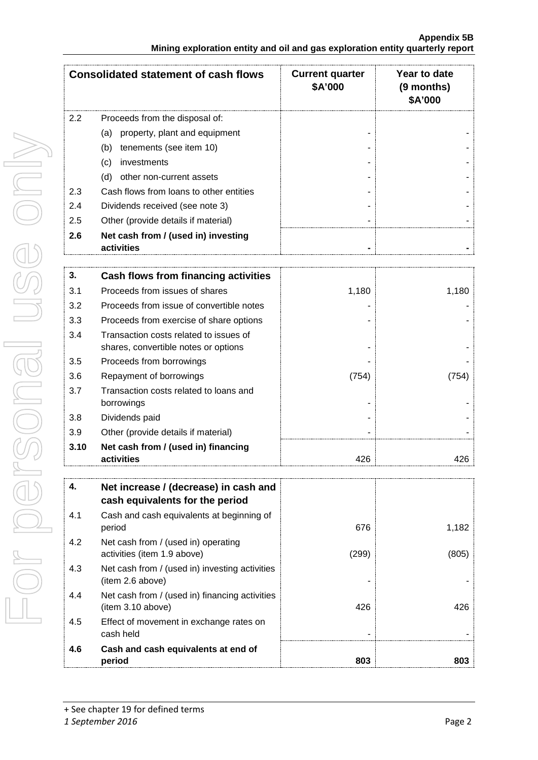| Consolidated statement of cash flows | | Current quarter $A'000 | Year to date (9 months) $A'000 |
|---|---|---|---|
| 2.2 | Proceeds from the disposal of: | | |
| | (a) property, plant and equipment | - | - |
| | (b) tenements (see item 10) | - | - |
| | (c) investments | - | - |
| | (d) other non-current assets | - | - |
| 2.3 | Cash flows from loans to other entities | - | - |
| 2.4 | Dividends received (see note 3) | - | - |
| 2.5 | Other (provide details if material) | - | - |
| **2.6** | **Net cash from / (used in) investing activities** | **-** | **-** |

| | | | |
|---|---|---|---|
| **3.** | **Cash flows from financing activities** | | |
| 3.1 | Proceeds from issues of shares | 1,180 | 1,180 |
| 3.2 | Proceeds from issue of convertible notes | - | - |
| 3.3 | Proceeds from exercise of share options | - | - |
| 3.4 | Transaction costs related to issues of shares, convertible notes or options | - | - |
| 3.5 | Proceeds from borrowings | - | - |
| 3.6 | Repayment of borrowings | (754) | (754) |
| 3.7 | Transaction costs related to loans and borrowings | - | - |
| 3.8 | Dividends paid | - | - |
| 3.9 | Other (provide details if material) | - | - |
| **3.10** | **Net cash from / (used in) financing activities** | 426 | 426 |

| | | | |
|---|---|---|---|
| **4.** | **Net increase / (decrease) in cash and cash equivalents for the period** | | |
| 4.1 | Cash and cash equivalents at beginning of period | 676 | 1,182 |
| 4.2 | Net cash from / (used in) operating activities (item 1.9 above) | (299) | (805) |
| 4.3 | Net cash from / (used in) investing activities (item 2.6 above) | - | - |
| 4.4 | Net cash from / (used in) financing activities (item 3.10 above) | 426 | 426 |
| 4.5 | Effect of movement in exchange rates on cash held | - | - |
| **4.6** | **Cash and cash equivalents at end of period** | **803** | **803** |

+ See chapter 19 for defined terms

*1 September 2016*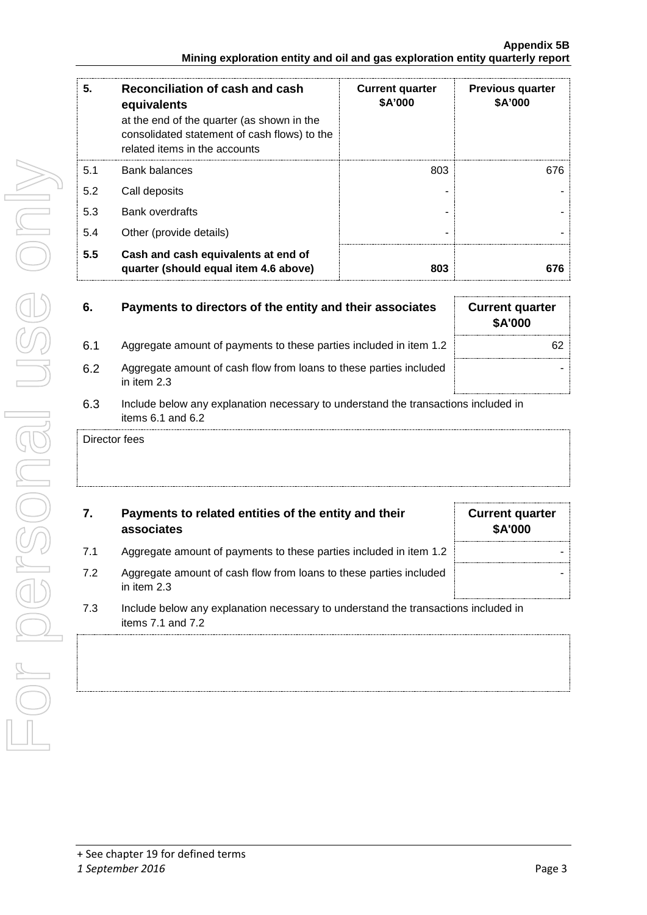| 5. | Reconciliation of cash and cash equivalents at the end of the quarter (as shown in the consolidated statement of cash flows) to the related items in the accounts | Current quarter $A'000 | Previous quarter $A'000 |
|---|---|---|---|
| 5.1 | Bank balances | 803 | 676 |
| 5.2 | Call deposits | - | - |
| 5.3 | Bank overdrafts | - | - |
| 5.4 | Other (provide details) | - | - |
| **5.5** | **Cash and cash equivalents at end of quarter (should equal item 4.6 above)** | **803** | **676** |

| 6. | Payments to directors of the entity and their associates | Current quarter $A'000 |
|---|---|---|
| 6.1 | Aggregate amount of payments to these parties included in item 1.2 | 62 |
| 6.2 | Aggregate amount of cash flow from loans to these parties included in item 2.3 | - |

6.3 Include below any explanation necessary to understand the transactions included in items 6.1 and 6.2

Director fees

| 7. | Payments to related entities of the entity and their associates | Current quarter $A'000 |
|---|---|---|
| 7.1 | Aggregate amount of payments to these parties included in item 1.2 | - |
| 7.2 | Aggregate amount of cash flow from loans to these parties included in item 2.3 | - |

7.3 Include below any explanation necessary to understand the transactions included in items 7.1 and 7.2

+ See chapter 19 for defined terms
*1 September 2016*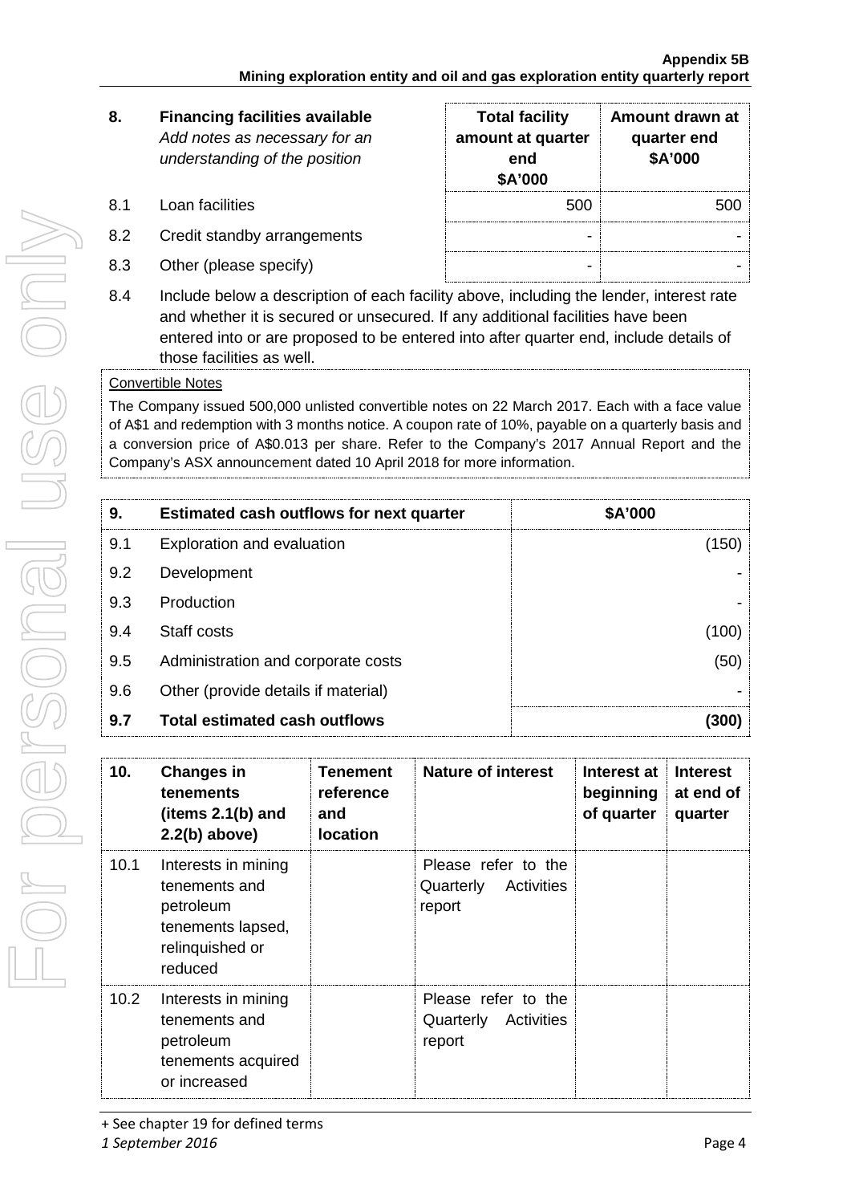| 8. | Financing facilities available *Add notes as necessary for an understanding of the position* | Total facility amount at quarter end \$A'000 | Amount drawn at quarter end \$A'000 |
|---|---|---|---|
| 8.1 | Loan facilities | 500 | 500 |
| 8.2 | Credit standby arrangements | - | - |
| 8.3 | Other (please specify) | - | - |

8.4 Include below a description of each facility above, including the lender, interest rate and whether it is secured or unsecured. If any additional facilities have been entered into or are proposed to be entered into after quarter end, include details of those facilities as well.

Convertible Notes

The Company issued 500,000 unlisted convertible notes on 22 March 2017. Each with a face value of A\$1 and redemption with 3 months notice. A coupon rate of 10%, payable on a quarterly basis and a conversion price of A\$0.013 per share. Refer to the Company's 2017 Annual Report and the Company's ASX announcement dated 10 April 2018 for more information.

| 9. | Estimated cash outflows for next quarter | \$A'000 |
|---|---|---|
| 9.1 | Exploration and evaluation | (150) |
| 9.2 | Development | - |
| 9.3 | Production | - |
| 9.4 | Staff costs | (100) |
| 9.5 | Administration and corporate costs | (50) |
| 9.6 | Other (provide details if material) | - |
| **9.7** | **Total estimated cash outflows** | **(300)** |

| 10. | Changes in tenements (items 2.1(b) and 2.2(b) above) | Tenement reference and location | Nature of interest | Interest at beginning of quarter | Interest at end of quarter |
|---|---|---|---|---|---|
| 10.1 | Interests in mining tenements and petroleum tenements lapsed, relinquished or reduced | | Please refer to the Quarterly Activities report | | |
| 10.2 | Interests in mining tenements and petroleum tenements acquired or increased | | Please refer to the Quarterly Activities report | | |

+ See chapter 19 for defined terms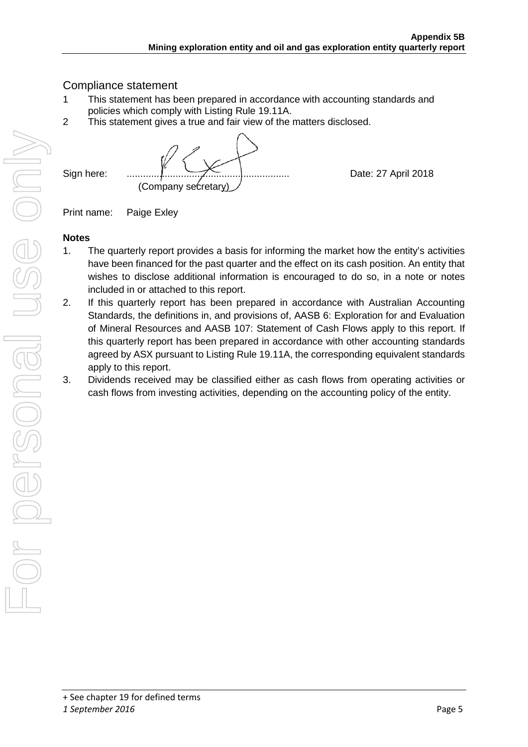## Compliance statement

1 This statement has been prepared in accordance with accounting standards and policies which comply with Listing Rule 19.11A.
2 This statement gives a true and fair view of the matters disclosed.

Sign here: ............................................................ Date: 27 April 2018
(Company secretary)

Print name: Paige Exley

**Notes**

1. The quarterly report provides a basis for informing the market how the entity's activities have been financed for the past quarter and the effect on its cash position. An entity that wishes to disclose additional information is encouraged to do so, in a note or notes included in or attached to this report.
2. If this quarterly report has been prepared in accordance with Australian Accounting Standards, the definitions in, and provisions of, AASB 6: Exploration for and Evaluation of Mineral Resources and AASB 107: Statement of Cash Flows apply to this report. If this quarterly report has been prepared in accordance with other accounting standards agreed by ASX pursuant to Listing Rule 19.11A, the corresponding equivalent standards apply to this report.
3. Dividends received may be classified either as cash flows from operating activities or cash flows from investing activities, depending on the accounting policy of the entity.

+ See chapter 19 for defined terms